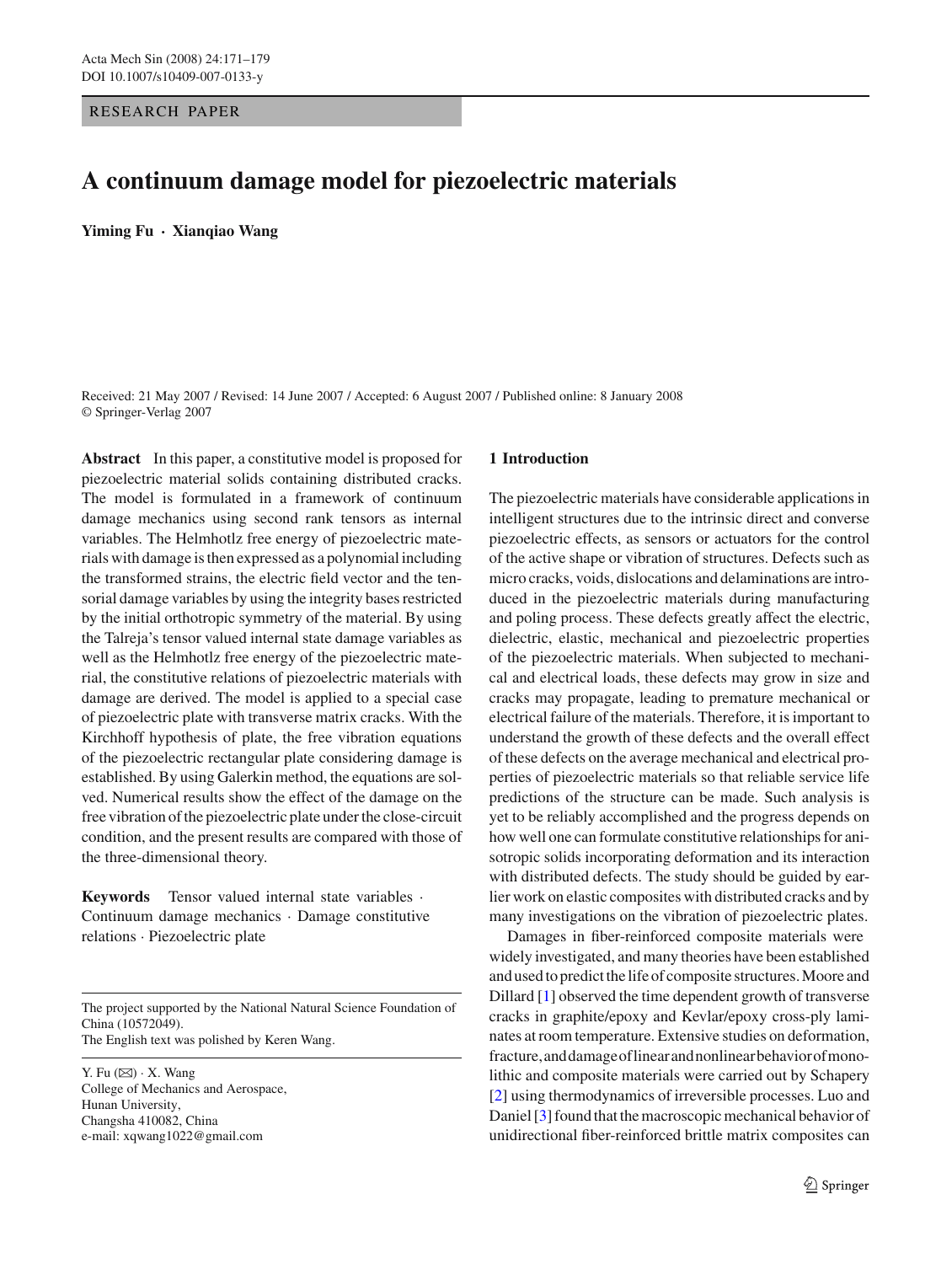RESEARCH PAPER

# A continuum damage model for piezoelectric materials

**Yiming Fu · Xianqiao Wang**

Received: 21 May 2007 / Revised: 14 June 2007 / Accepted: 6 August 2007 / Published online: 8 January 2008
© Springer-Verlag 2007

**Abstract** In this paper, a constitutive model is proposed for piezoelectric material solids containing distributed cracks. The model is formulated in a framework of continuum damage mechanics using second rank tensors as internal variables. The Helmhotlz free energy of piezoelectric materials with damage is then expressed as a polynomial including the transformed strains, the electric field vector and the tensorial damage variables by using the integrity bases restricted by the initial orthotropic symmetry of the material. By using the Talreja's tensor valued internal state damage variables as well as the Helmhotlz free energy of the piezoelectric material, the constitutive relations of piezoelectric materials with damage are derived. The model is applied to a special case of piezoelectric plate with transverse matrix cracks. With the Kirchhoff hypothesis of plate, the free vibration equations of the piezoelectric rectangular plate considering damage is established. By using Galerkin method, the equations are solved. Numerical results show the effect of the damage on the free vibration of the piezoelectric plate under the close-circuit condition, and the present results are compared with those of the three-dimensional theory.

**Keywords** Tensor valued internal state variables · Continuum damage mechanics · Damage constitutive relations · Piezoelectric plate

The project supported by the National Natural Science Foundation of China (10572049).
The English text was polished by Keren Wang.

Y. Fu (✉) · X. Wang
College of Mechanics and Aerospace,
Hunan University,
Changsha 410082, China
e-mail: xqwang1022@gmail.com

## 1 Introduction

The piezoelectric materials have considerable applications in intelligent structures due to the intrinsic direct and converse piezoelectric effects, as sensors or actuators for the control of the active shape or vibration of structures. Defects such as micro cracks, voids, dislocations and delaminations are introduced in the piezoelectric materials during manufacturing and poling process. These defects greatly affect the electric, dielectric, elastic, mechanical and piezoelectric properties of the piezoelectric materials. When subjected to mechanical and electrical loads, these defects may grow in size and cracks may propagate, leading to premature mechanical or electrical failure of the materials. Therefore, it is important to understand the growth of these defects and the overall effect of these defects on the average mechanical and electrical properties of piezoelectric materials so that reliable service life predictions of the structure can be made. Such analysis is yet to be reliably accomplished and the progress depends on how well one can formulate constitutive relationships for anisotropic solids incorporating deformation and its interaction with distributed defects. The study should be guided by earlier work on elastic composites with distributed cracks and by many investigations on the vibration of piezoelectric plates.

Damages in fiber-reinforced composite materials were widely investigated, and many theories have been established and used to predict the life of composite structures. Moore and Dillard [1] observed the time dependent growth of transverse cracks in graphite/epoxy and Kevlar/epoxy cross-ply laminates at room temperature. Extensive studies on deformation, fracture, and damage of linear and nonlinear behavior of monolithic and composite materials were carried out by Schapery [2] using thermodynamics of irreversible processes. Luo and Daniel [3] found that the macroscopic mechanical behavior of unidirectional fiber-reinforced brittle matrix composites can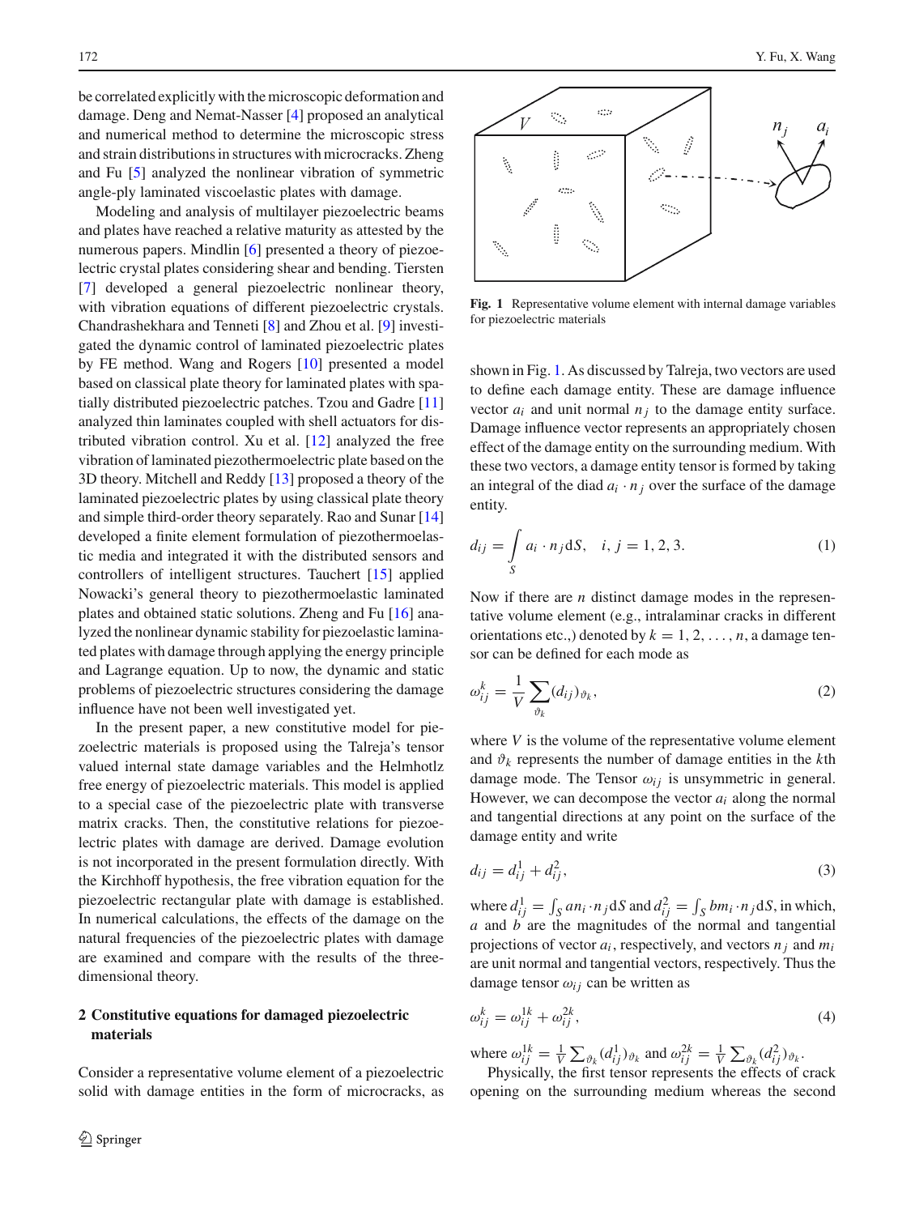be correlated explicitly with the microscopic deformation and damage. Deng and Nemat-Nasser [4] proposed an analytical and numerical method to determine the microscopic stress and strain distributions in structures with microcracks. Zheng and Fu [5] analyzed the nonlinear vibration of symmetric angle-ply laminated viscoelastic plates with damage.

Modeling and analysis of multilayer piezoelectric beams and plates have reached a relative maturity as attested by the numerous papers. Mindlin [6] presented a theory of piezoelectric crystal plates considering shear and bending. Tiersten [7] developed a general piezoelectric nonlinear theory, with vibration equations of different piezoelectric crystals. Chandrashekhara and Tenneti [8] and Zhou et al. [9] investigated the dynamic control of laminated piezoelectric plates by FE method. Wang and Rogers [10] presented a model based on classical plate theory for laminated plates with spatially distributed piezoelectric patches. Tzou and Gadre [11] analyzed thin laminates coupled with shell actuators for distributed vibration control. Xu et al. [12] analyzed the free vibration of laminated piezothermoelectric plate based on the 3D theory. Mitchell and Reddy [13] proposed a theory of the laminated piezoelectric plates by using classical plate theory and simple third-order theory separately. Rao and Sunar [14] developed a finite element formulation of piezothermoelastic media and integrated it with the distributed sensors and controllers of intelligent structures. Tauchert [15] applied Nowacki's general theory to piezothermoelastic laminated plates and obtained static solutions. Zheng and Fu [16] analyzed the nonlinear dynamic stability for piezoelastic laminated plates with damage through applying the energy principle and Lagrange equation. Up to now, the dynamic and static problems of piezoelectric structures considering the damage influence have not been well investigated yet.

In the present paper, a new constitutive model for piezoelectric materials is proposed using the Talreja's tensor valued internal state damage variables and the Helmhotlz free energy of piezoelectric materials. This model is applied to a special case of the piezoelectric plate with transverse matrix cracks. Then, the constitutive relations for piezoelectric plates with damage are derived. Damage evolution is not incorporated in the present formulation directly. With the Kirchhoff hypothesis, the free vibration equation for the piezoelectric rectangular plate with damage is established. In numerical calculations, the effects of the damage on the natural frequencies of the piezoelectric plates with damage are examined and compare with the results of the three-dimensional theory.

## 2 Constitutive equations for damaged piezoelectric materials

Consider a representative volume element of a piezoelectric solid with damage entities in the form of microcracks, as shown in Fig. 1. As discussed by Talreja, two vectors are used to define each damage entity. These are damage influence vector $a_i$ and unit normal $n_j$ to the damage entity surface. Damage influence vector represents an appropriately chosen effect of the damage entity on the surrounding medium. With these two vectors, a damage entity tensor is formed by taking an integral of the diad $a_i \cdot n_j$ over the surface of the damage entity.

**Fig. 1** Representative volume element with internal damage variables for piezoelectric materials

$$d_{ij} = \int_S a_i \cdot n_j \mathrm{d}S, \quad i, j = 1, 2, 3. \tag{1}$$

Now if there are $n$ distinct damage modes in the representative volume element (e.g., intralaminar cracks in different orientations etc.,) denoted by $k = 1, 2, \ldots, n$, a damage tensor can be defined for each mode as

$$\omega_{ij}^k = \frac{1}{V} \sum_{\vartheta_k} (d_{ij})_{\vartheta_k}, \tag{2}$$

where $V$ is the volume of the representative volume element and $\vartheta_k$ represents the number of damage entities in the $k$th damage mode. The Tensor $\omega_{ij}$ is unsymmetric in general. However, we can decompose the vector $a_i$ along the normal and tangential directions at any point on the surface of the damage entity and write

$$d_{ij} = d_{ij}^1 + d_{ij}^2, \tag{3}$$

where $d_{ij}^1 = \int_S a n_i \cdot n_j \mathrm{d}S$ and $d_{ij}^2 = \int_S b m_i \cdot n_j \mathrm{d}S$, in which, $a$ and $b$ are the magnitudes of the normal and tangential projections of vector $a_i$, respectively, and vectors $n_j$ and $m_i$ are unit normal and tangential vectors, respectively. Thus the damage tensor $\omega_{ij}$ can be written as

$$\omega_{ij}^k = \omega_{ij}^{1k} + \omega_{ij}^{2k}, \tag{4}$$

where $\omega_{ij}^{1k} = \frac{1}{V} \sum_{\vartheta_k} (d_{ij}^1)_{\vartheta_k}$ and $\omega_{ij}^{2k} = \frac{1}{V} \sum_{\vartheta_k} (d_{ij}^2)_{\vartheta_k}$.

Physically, the first tensor represents the effects of crack opening on the surrounding medium whereas the second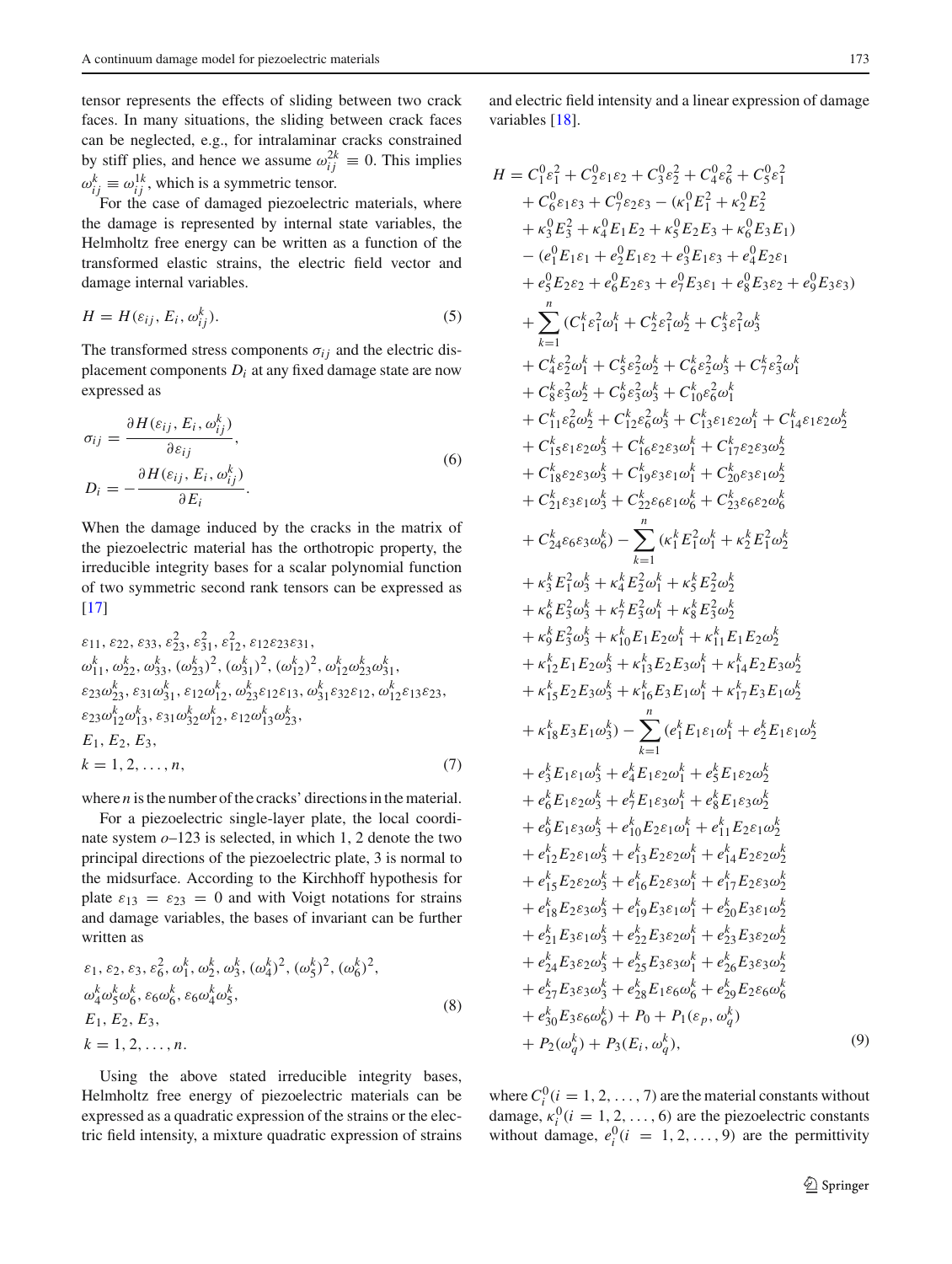tensor represents the effects of sliding between two crack faces. In many situations, the sliding between crack faces can be neglected, e.g., for intralaminar cracks constrained by stiff plies, and hence we assume $\omega_{ij}^{2k} \equiv 0$. This implies $\omega_{ij}^{k} \equiv \omega_{ij}^{1k}$, which is a symmetric tensor.

For the case of damaged piezoelectric materials, where the damage is represented by internal state variables, the Helmholtz free energy can be written as a function of the transformed elastic strains, the electric field vector and damage internal variables.

$$H = H(\varepsilon_{ij}, E_i, \omega_{ij}^k). \tag{5}$$

The transformed stress components $\sigma_{ij}$ and the electric displacement components $D_i$ at any fixed damage state are now expressed as

$$\begin{aligned}
\sigma_{ij} &= \frac{\partial H(\varepsilon_{ij}, E_i, \omega_{ij}^k)}{\partial \varepsilon_{ij}},\\
D_i &= -\frac{\partial H(\varepsilon_{ij}, E_i, \omega_{ij}^k)}{\partial E_i}.
\end{aligned} \tag{6}$$

When the damage induced by the cracks in the matrix of the piezoelectric material has the orthotropic property, the irreducible integrity bases for a scalar polynomial function of two symmetric second rank tensors can be expressed as [17]

$$\begin{aligned}
&\varepsilon_{11}, \varepsilon_{22}, \varepsilon_{33}, \varepsilon_{23}^2, \varepsilon_{31}^2, \varepsilon_{12}^2, \varepsilon_{12}\varepsilon_{23}\varepsilon_{31},\\
&\omega_{11}^k, \omega_{22}^k, \omega_{33}^k, (\omega_{23}^k)^2, (\omega_{31}^k)^2, (\omega_{12}^k)^2, \omega_{12}^k\omega_{23}^k\omega_{31}^k,\\
&\varepsilon_{23}\omega_{23}^k, \varepsilon_{31}\omega_{31}^k, \varepsilon_{12}\omega_{12}^k, \omega_{23}^k\varepsilon_{12}\varepsilon_{13}, \omega_{31}^k\varepsilon_{32}\varepsilon_{12}, \omega_{12}^k\varepsilon_{13}\varepsilon_{23},\\
&\varepsilon_{23}\omega_{12}^k\omega_{13}^k, \varepsilon_{31}\omega_{32}^k\omega_{12}^k, \varepsilon_{12}\omega_{13}^k\omega_{23}^k,\\
&E_1, E_2, E_3,\\
&k = 1, 2, \ldots, n,
\end{aligned} \tag{7}$$

where $n$ is the number of the cracks' directions in the material.

For a piezoelectric single-layer plate, the local coordinate system $o$–123 is selected, in which 1, 2 denote the two principal directions of the piezoelectric plate, 3 is normal to the midsurface. According to the Kirchhoff hypothesis for plate $\varepsilon_{13} = \varepsilon_{23} = 0$ and with Voigt notations for strains and damage variables, the bases of invariant can be further written as

$$\begin{aligned}
&\varepsilon_1, \varepsilon_2, \varepsilon_3, \varepsilon_6^2, \omega_1^k, \omega_2^k, \omega_3^k, (\omega_4^k)^2, (\omega_5^k)^2, (\omega_6^k)^2,\\
&\omega_4^k\omega_5^k\omega_6^k, \varepsilon_6\omega_6^k, \varepsilon_6\omega_4^k\omega_5^k,\\
&E_1, E_2, E_3,\\
&k = 1, 2, \ldots, n.
\end{aligned} \tag{8}$$

Using the above stated irreducible integrity bases, Helmholtz free energy of piezoelectric materials can be expressed as a quadratic expression of the strains or the electric field intensity, a mixture quadratic expression of strains and electric field intensity and a linear expression of damage variables [18].

$$\begin{aligned}
H ={}& C_1^0\varepsilon_1^2 + C_2^0\varepsilon_1\varepsilon_2 + C_3^0\varepsilon_2^2 + C_4^0\varepsilon_6^2 + C_5^0\varepsilon_1^2\\
&+ C_6^0\varepsilon_1\varepsilon_3 + C_7^0\varepsilon_2\varepsilon_3 - (\kappa_1^0E_1^2 + \kappa_2^0E_2^2\\
&+ \kappa_3^0E_3^2 + \kappa_4^0E_1E_2 + \kappa_5^0E_2E_3 + \kappa_6^0E_3E_1)\\
&- (e_1^0E_1\varepsilon_1 + e_2^0E_1\varepsilon_2 + e_3^0E_1\varepsilon_3 + e_4^0E_2\varepsilon_1\\
&+ e_5^0E_2\varepsilon_2 + e_6^0E_2\varepsilon_3 + e_7^0E_3\varepsilon_1 + e_8^0E_3\varepsilon_2 + e_9^0E_3\varepsilon_3)\\
&+ \sum_{k=1}^{n}(C_1^k\varepsilon_1^2\omega_1^k + C_2^k\varepsilon_1^2\omega_2^k + C_3^k\varepsilon_1^2\omega_3^k\\
&+ C_4^k\varepsilon_2^2\omega_1^k + C_5^k\varepsilon_2^2\omega_2^k + C_6^k\varepsilon_2^2\omega_3^k + C_7^k\varepsilon_3^2\omega_1^k\\
&+ C_8^k\varepsilon_3^2\omega_2^k + C_9^k\varepsilon_3^2\omega_3^k + C_{10}^k\varepsilon_6^2\omega_1^k\\
&+ C_{11}^k\varepsilon_6^2\omega_2^k + C_{12}^k\varepsilon_6^2\omega_3^k + C_{13}^k\varepsilon_1\varepsilon_2\omega_1^k + C_{14}^k\varepsilon_1\varepsilon_2\omega_2^k\\
&+ C_{15}^k\varepsilon_1\varepsilon_2\omega_3^k + C_{16}^k\varepsilon_2\varepsilon_3\omega_1^k + C_{17}^k\varepsilon_2\varepsilon_3\omega_2^k\\
&+ C_{18}^k\varepsilon_2\varepsilon_3\omega_3^k + C_{19}^k\varepsilon_3\varepsilon_1\omega_1^k + C_{20}^k\varepsilon_3\varepsilon_1\omega_2^k\\
&+ C_{21}^k\varepsilon_3\varepsilon_1\omega_3^k + C_{22}^k\varepsilon_6\varepsilon_1\omega_6^k + C_{23}^k\varepsilon_6\varepsilon_2\omega_6^k\\
&+ C_{24}^k\varepsilon_6\varepsilon_3\omega_6^k) - \sum_{k=1}^{n}(\kappa_1^kE_1^2\omega_1^k + \kappa_2^kE_1^2\omega_2^k\\
&+ \kappa_3^kE_1^2\omega_3^k + \kappa_4^kE_2^2\omega_1^k + \kappa_5^kE_2^2\omega_2^k\\
&+ \kappa_6^kE_2^2\omega_3^k + \kappa_7^kE_3^2\omega_1^k + \kappa_8^kE_3^2\omega_2^k\\
&+ \kappa_9^kE_3^2\omega_3^k + \kappa_{10}^kE_1E_2\omega_1^k + \kappa_{11}^kE_1E_2\omega_2^k\\
&+ \kappa_{12}^kE_1E_2\omega_3^k + \kappa_{13}^kE_2E_3\omega_1^k + \kappa_{14}^kE_2E_3\omega_2^k\\
&+ \kappa_{15}^kE_2E_3\omega_3^k + \kappa_{16}^kE_3E_1\omega_1^k + \kappa_{17}^kE_3E_1\omega_2^k\\
&+ \kappa_{18}^kE_3E_1\omega_3^k) - \sum_{k=1}^{n}(e_1^kE_1\varepsilon_1\omega_1^k + e_2^kE_1\varepsilon_1\omega_2^k\\
&+ e_3^kE_1\varepsilon_1\omega_3^k + e_4^kE_1\varepsilon_2\omega_1^k + e_5^kE_1\varepsilon_2\omega_2^k\\
&+ e_6^kE_1\varepsilon_2\omega_3^k + e_7^kE_1\varepsilon_3\omega_1^k + e_8^kE_1\varepsilon_3\omega_2^k\\
&+ e_9^kE_1\varepsilon_3\omega_3^k + e_{10}^kE_2\varepsilon_1\omega_1^k + e_{11}^kE_2\varepsilon_1\omega_2^k\\
&+ e_{12}^kE_2\varepsilon_1\omega_3^k + e_{13}^kE_2\varepsilon_2\omega_1^k + e_{14}^kE_2\varepsilon_2\omega_2^k\\
&+ e_{15}^kE_2\varepsilon_2\omega_3^k + e_{16}^kE_2\varepsilon_3\omega_1^k + e_{17}^kE_2\varepsilon_3\omega_2^k\\
&+ e_{18}^kE_2\varepsilon_3\omega_3^k + e_{19}^kE_3\varepsilon_1\omega_1^k + e_{20}^kE_3\varepsilon_1\omega_2^k\\
&+ e_{21}^kE_3\varepsilon_1\omega_3^k + e_{22}^kE_3\varepsilon_2\omega_1^k + e_{23}^kE_3\varepsilon_2\omega_2^k\\
&+ e_{24}^kE_3\varepsilon_2\omega_3^k + e_{25}^kE_3\varepsilon_3\omega_1^k + e_{26}^kE_3\varepsilon_3\omega_2^k\\
&+ e_{27}^kE_3\varepsilon_3\omega_3^k + e_{28}^kE_1\varepsilon_6\omega_6^k + e_{29}^kE_2\varepsilon_6\omega_6^k\\
&+ e_{30}^kE_3\varepsilon_6\omega_6^k) + P_0 + P_1(\varepsilon_p, \omega_q^k)\\
&+ P_2(\omega_q^k) + P_3(E_i, \omega_q^k),
\end{aligned} \tag{9}$$

where $C_i^0 (i = 1, 2, \ldots, 7)$ are the material constants without damage, $\kappa_i^0 (i = 1, 2, \ldots, 6)$ are the piezoelectric constants without damage, $e_i^0 (i = 1, 2, \ldots, 9)$ are the permittivity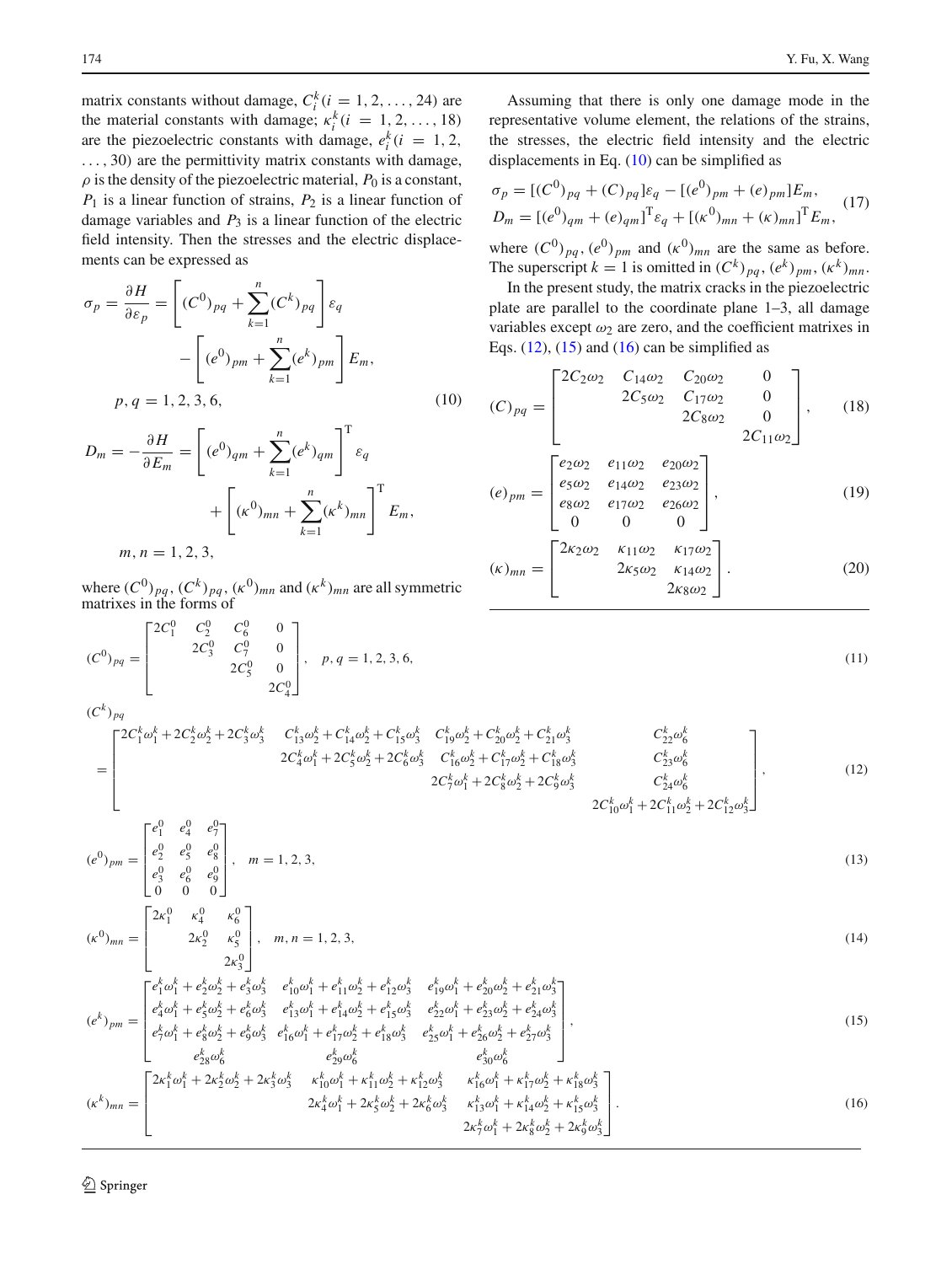matrix constants without damage, $C_i^k (i = 1, 2, \ldots, 24)$ are the material constants with damage; $\kappa_i^k (i = 1, 2, \ldots, 18)$ are the piezoelectric constants with damage, $e_i^k (i = 1, 2, \ldots, 30)$ are the permittivity matrix constants with damage, $\rho$ is the density of the piezoelectric material, $P_0$ is a constant, $P_1$ is a linear function of strains, $P_2$ is a linear function of damage variables and $P_3$ is a linear function of the electric field intensity. Then the stresses and the electric displacements can be expressed as

$$
\begin{aligned}
\sigma_p = \frac{\partial H}{\partial \varepsilon_p} &= \left[ (C^0)_{pq} + \sum_{k=1}^{n} (C^k)_{pq} \right] \varepsilon_q \\
&\quad - \left[ (e^0)_{pm} + \sum_{k=1}^{n} (e^k)_{pm} \right] E_m, \\
p, q &= 1, 2, 3, 6,
\end{aligned}
\tag{10}
$$

$$
\begin{aligned}
D_m = -\frac{\partial H}{\partial E_m} &= \left[ (e^0)_{qm} + \sum_{k=1}^{n} (e^k)_{qm} \right]^{\mathrm{T}} \varepsilon_q \\
&\quad + \left[ (\kappa^0)_{mn} + \sum_{k=1}^{n} (\kappa^k)_{mn} \right]^{\mathrm{T}} E_m, \\
m, n &= 1, 2, 3,
\end{aligned}
$$

where $(C^0)_{pq}$, $(C^k)_{pq}$, $(\kappa^0)_{mn}$ and $(\kappa^k)_{mn}$ are all symmetric matrixes in the forms of

$$
(C^0)_{pq} = \begin{bmatrix} 2C_1^0 & C_2^0 & C_6^0 & 0 \\ & 2C_3^0 & C_7^0 & 0 \\ & & 2C_5^0 & 0 \\ & & & 2C_4^0 \end{bmatrix}, \quad p, q = 1, 2, 3, 6,
\tag{11}
$$

$$
(C^k)_{pq} = \begin{bmatrix} 2C_1^k\omega_1^k + 2C_2^k\omega_2^k + 2C_3^k\omega_3^k & C_{13}^k\omega_2^k + C_{14}^k\omega_2^k + C_{15}^k\omega_3^k & C_{19}^k\omega_2^k + C_{20}^k\omega_2^k + C_{21}^k\omega_3^k & C_{22}^k\omega_6^k \\ & 2C_4^k\omega_1^k + 2C_5^k\omega_2^k + 2C_6^k\omega_3^k & C_{16}^k\omega_2^k + C_{17}^k\omega_2^k + C_{18}^k\omega_3^k & C_{23}^k\omega_6^k \\ & & 2C_7^k\omega_1^k + 2C_8^k\omega_2^k + 2C_9^k\omega_3^k & C_{24}^k\omega_6^k \\ & & & 2C_{10}^k\omega_1^k + 2C_{11}^k\omega_2^k + 2C_{12}^k\omega_3^k \end{bmatrix},
\tag{12}
$$

$$
(e^0)_{pm} = \begin{bmatrix} e_1^0 & e_4^0 & e_7^0 \\ e_2^0 & e_5^0 & e_8^0 \\ e_3^0 & e_6^0 & e_9^0 \\ 0 & 0 & 0 \end{bmatrix}, \quad m = 1, 2, 3,
\tag{13}
$$

$$
(\kappa^0)_{mn} = \begin{bmatrix} 2\kappa_1^0 & \kappa_4^0 & \kappa_6^0 \\ & 2\kappa_2^0 & \kappa_5^0 \\ & & 2\kappa_3^0 \end{bmatrix}, \quad m, n = 1, 2, 3,
\tag{14}
$$

$$
(e^k)_{pm} = \begin{bmatrix} e_1^k\omega_1^k + e_2^k\omega_2^k + e_3^k\omega_3^k & e_{10}^k\omega_1^k + e_{11}^k\omega_2^k + e_{12}^k\omega_3^k & e_{19}^k\omega_1^k + e_{20}^k\omega_2^k + e_{21}^k\omega_3^k \\ e_4^k\omega_1^k + e_5^k\omega_2^k + e_6^k\omega_3^k & e_{13}^k\omega_1^k + e_{14}^k\omega_2^k + e_{15}^k\omega_3^k & e_{22}^k\omega_1^k + e_{23}^k\omega_2^k + e_{24}^k\omega_3^k \\ e_7^k\omega_1^k + e_8^k\omega_2^k + e_9^k\omega_3^k & e_{16}^k\omega_1^k + e_{17}^k\omega_2^k + e_{18}^k\omega_3^k & e_{25}^k\omega_1^k + e_{26}^k\omega_2^k + e_{27}^k\omega_3^k \\ e_{28}^k\omega_6^k & e_{29}^k\omega_6^k & e_{30}^k\omega_6^k \end{bmatrix},
\tag{15}
$$

$$
(\kappa^k)_{mn} = \begin{bmatrix} 2\kappa_1^k\omega_1^k + 2\kappa_2^k\omega_2^k + 2\kappa_3^k\omega_3^k & \kappa_{10}^k\omega_1^k + \kappa_{11}^k\omega_2^k + \kappa_{12}^k\omega_3^k & \kappa_{16}^k\omega_1^k + \kappa_{17}^k\omega_2^k + \kappa_{18}^k\omega_3^k \\ & 2\kappa_4^k\omega_1^k + 2\kappa_5^k\omega_2^k + 2\kappa_6^k\omega_3^k & \kappa_{13}^k\omega_1^k + \kappa_{14}^k\omega_2^k + \kappa_{15}^k\omega_3^k \\ & & 2\kappa_7^k\omega_1^k + 2\kappa_8^k\omega_2^k + 2\kappa_9^k\omega_3^k \end{bmatrix}.
\tag{16}
$$

Assuming that there is only one damage mode in the representative volume element, the relations of the strains, the stresses, the electric field intensity and the electric displacements in Eq. (10) can be simplified as

$$
\begin{aligned}
\sigma_p &= [(C^0)_{pq} + (C)_{pq}]\varepsilon_q - [(e^0)_{pm} + (e)_{pm}]E_m, \\
D_m &= [(e^0)_{qm} + (e)_{qm}]^{\mathrm{T}}\varepsilon_q + [(\kappa^0)_{mn} + (\kappa)_{mn}]^{\mathrm{T}}E_m,
\end{aligned}
\tag{17}
$$

where $(C^0)_{pq}$, $(e^0)_{pm}$ and $(\kappa^0)_{mn}$ are the same as before. The superscript $k = 1$ is omitted in $(C^k)_{pq}$, $(e^k)_{pm}$, $(\kappa^k)_{mn}$.

In the present study, the matrix cracks in the piezoelectric plate are parallel to the coordinate plane 1–3, all damage variables except $\omega_2$ are zero, and the coefficient matrixes in Eqs. (12), (15) and (16) can be simplified as

$$
(C)_{pq} = \begin{bmatrix} 2C_2\omega_2 & C_{14}\omega_2 & C_{20}\omega_2 & 0 \\ & 2C_5\omega_2 & C_{17}\omega_2 & 0 \\ & & 2C_8\omega_2 & 0 \\ & & & 2C_{11}\omega_2 \end{bmatrix},
\tag{18}
$$

$$
(e)_{pm} = \begin{bmatrix} e_2\omega_2 & e_{11}\omega_2 & e_{20}\omega_2 \\ e_5\omega_2 & e_{14}\omega_2 & e_{23}\omega_2 \\ e_8\omega_2 & e_{17}\omega_2 & e_{26}\omega_2 \\ 0 & 0 & 0 \end{bmatrix},
\tag{19}
$$

$$
(\kappa)_{mn} = \begin{bmatrix} 2\kappa_2\omega_2 & \kappa_{11}\omega_2 & \kappa_{17}\omega_2 \\ & 2\kappa_5\omega_2 & \kappa_{14}\omega_2 \\ & & 2\kappa_8\omega_2 \end{bmatrix}.
\tag{20}
$$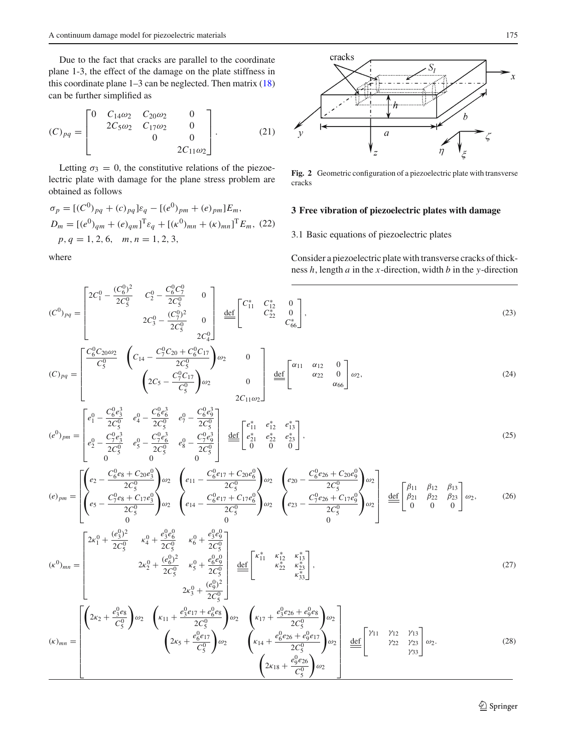Due to the fact that cracks are parallel to the coordinate plane 1-3, the effect of the damage on the plate stiffness in this coordinate plane 1–3 can be neglected. Then matrix (18) can be further simplified as

$$(C)_{pq} = \begin{bmatrix} 0 & C_{14}\omega_2 & C_{20}\omega_2 & 0 \\ & 2C_5\omega_2 & C_{17}\omega_2 & 0 \\ & & 0 & 0 \\ & & & 2C_{11}\omega_2 \end{bmatrix}. \tag{21}$$

Letting $\sigma_3 = 0$, the constitutive relations of the piezoelectric plate with damage for the plane stress problem are obtained as follows

$$\begin{aligned} \sigma_p &= [(C^0)_{pq} + (c)_{pq}]\varepsilon_q - [(e^0)_{pm} + (e)_{pm}]E_m, \\ D_m &= [(e^0)_{qm} + (e)_{qm}]^{\mathrm{T}}\varepsilon_q + [(\kappa^0)_{mn} + (\kappa)_{mn}]^{\mathrm{T}}E_m, \\ & p, q = 1, 2, 6, \quad m, n = 1, 2, 3, \end{aligned} \tag{22}$$

where

Fig. 2 Geometric configuration of a piezoelectric plate with transverse cracks

## 3 Free vibration of piezoelectric plates with damage

### 3.1 Basic equations of piezoelectric plates

Consider a piezoelectric plate with transverse cracks of thickness $h$, length $a$ in the $x$-direction, width $b$ in the $y$-direction

$$(C^0)_{pq} = \begin{bmatrix} 2C_1^0 - \dfrac{(C_6^0)^2}{2C_5^0} & C_2^0 - \dfrac{C_6^0 C_7^0}{2C_5^0} & 0 \\ & 2C_3^0 - \dfrac{(C_7^0)^2}{2C_5^0} & 0 \\ & & 2C_4^0 \end{bmatrix} \stackrel{\text{def}}{=} \begin{bmatrix} C_{11}^* & C_{12}^* & 0 \\ & C_{22}^* & 0 \\ & & C_{66}^* \end{bmatrix}, \tag{23}$$

$$(C)_{pq} = \begin{bmatrix} \dfrac{C_6^0 C_{20}\omega_2}{C_5^0} & \left(C_{14} - \dfrac{C_7^0 C_{20} + C_6^0 C_{17}}{2C_5^0}\right)\omega_2 & 0 \\ & \left(2C_5 - \dfrac{C_7^0 C_{17}}{C_5^0}\right)\omega_2 & 0 \\ & & 2C_{11}\omega_2 \end{bmatrix} \stackrel{\text{def}}{=} \begin{bmatrix} \alpha_{11} & \alpha_{12} & 0 \\ & \alpha_{22} & 0 \\ & & \alpha_{66} \end{bmatrix}\omega_2, \tag{24}$$

$$(e^0)_{pm} = \begin{bmatrix} e_1^0 - \dfrac{C_6^0 e_3^3}{2C_5^0} & e_4^0 - \dfrac{C_6^0 e_6^3}{2C_5^0} & e_7^0 - \dfrac{C_6^0 e_9^3}{2C_5^0} \\ e_2^0 - \dfrac{C_7^0 e_3^3}{2C_5^0} & e_5^0 - \dfrac{C_7^0 e_6^3}{2C_5^0} & e_8^0 - \dfrac{C_7^0 e_9^3}{2C_5^0} \\ 0 & 0 & 0 \end{bmatrix} \stackrel{\text{def}}{=} \begin{bmatrix} e_{11}^* & e_{12}^* & e_{13}^* \\ e_{21}^* & e_{22}^* & e_{23}^* \\ 0 & 0 & 0 \end{bmatrix}, \tag{25}$$

$$(e)_{pm} = \begin{bmatrix} \left(e_2 - \dfrac{C_6^0 e_8 + C_{20} e_3^0}{2C_5^0}\right)\omega_2 & \left(e_{11} - \dfrac{C_6^0 e_{17} + C_{20} e_6^0}{2C_5^0}\right)\omega_2 & \left(e_{20} - \dfrac{C_6^0 e_{26} + C_{20} e_9^0}{2C_5^0}\right)\omega_2 \\ \left(e_5 - \dfrac{C_7^0 e_8 + C_{17} e_3^0}{2C_5^0}\right)\omega_2 & \left(e_{14} - \dfrac{C_6^0 e_{17} + C_{17} e_6^0}{2C_5^0}\right)\omega_2 & \left(e_{23} - \dfrac{C_7^0 e_{26} + C_{17} e_9^0}{2C_5^0}\right)\omega_2 \\ 0 & 0 & 0 \end{bmatrix} \stackrel{\text{def}}{=} \begin{bmatrix} \beta_{11} & \beta_{12} & \beta_{13} \\ \beta_{21} & \beta_{22} & \beta_{23} \\ 0 & 0 & 0 \end{bmatrix}\omega_2, \tag{26}$$

$$(\kappa^0)_{mn} = \begin{bmatrix} 2\kappa_1^0 + \dfrac{(e_3^0)^2}{2C_5^0} & \kappa_4^0 + \dfrac{e_3^0 e_6^0}{2C_5^0} & \kappa_6^0 + \dfrac{e_3^0 e_9^0}{2C_5^0} \\ & 2\kappa_2^0 + \dfrac{(e_6^0)^2}{2C_5^0} & \kappa_5^0 + \dfrac{e_6^0 e_9^0}{2C_5^0} \\ & & 2\kappa_3^0 + \dfrac{(e_9^0)^2}{2C_5^0} \end{bmatrix} \stackrel{\text{def}}{=} \begin{bmatrix} \kappa_{11}^* & \kappa_{12}^* & \kappa_{13}^* \\ & \kappa_{22}^* & \kappa_{23}^* \\ & & \kappa_{33}^* \end{bmatrix}, \tag{27}$$

$$(\kappa)_{mn} = \begin{bmatrix} \left(2\kappa_2 + \dfrac{e_3^0 e_8}{C_5^0}\right)\omega_2 & \left(\kappa_{11} + \dfrac{e_3^0 e_{17} + e_6^0 e_8}{2C_5^0}\right)\omega_2 & \left(\kappa_{17} + \dfrac{e_3^0 e_{26} + e_9^0 e_8}{2C_5^0}\right)\omega_2 \\ & \left(2\kappa_5 + \dfrac{e_6^0 e_{17}}{C_5^0}\right)\omega_2 & \left(\kappa_{14} + \dfrac{e_6^0 e_{26} + e_9^0 e_{17}}{2C_5^0}\right)\omega_2 \\ & & \left(2\kappa_{18} + \dfrac{e_9^0 e_{26}}{C_5^0}\right)\omega_2 \end{bmatrix} \stackrel{\text{def}}{=} \begin{bmatrix} \gamma_{11} & \gamma_{12} & \gamma_{13} \\ & \gamma_{22} & \gamma_{23} \\ & & \gamma_{33} \end{bmatrix}\omega_2. \tag{28}$$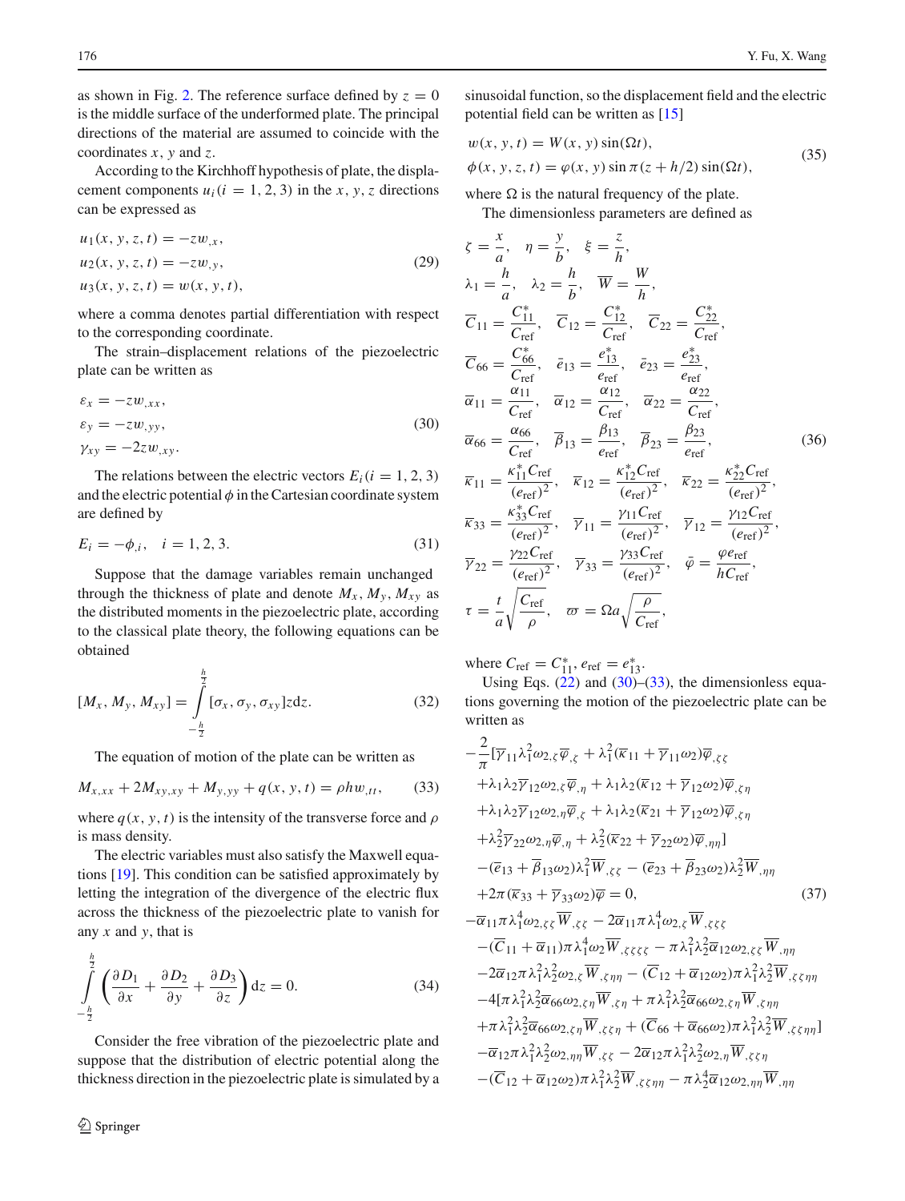as shown in Fig. 2. The reference surface defined by $z = 0$ is the middle surface of the underformed plate. The principal directions of the material are assumed to coincide with the coordinates $x$, $y$ and $z$.

According to the Kirchhoff hypothesis of plate, the displacement components $u_i (i = 1, 2, 3)$ in the $x$, $y$, $z$ directions can be expressed as

$$
\begin{aligned}
u_1(x, y, z, t) &= -z w_{,x}, \\
u_2(x, y, z, t) &= -z w_{,y}, \\
u_3(x, y, z, t) &= w(x, y, t),
\end{aligned}
\tag{29}
$$

where a comma denotes partial differentiation with respect to the corresponding coordinate.

The strain–displacement relations of the piezoelectric plate can be written as

$$
\begin{aligned}
\varepsilon_x &= -z w_{,xx}, \\
\varepsilon_y &= -z w_{,yy}, \\
\gamma_{xy} &= -2z w_{,xy}.
\end{aligned}
\tag{30}
$$

The relations between the electric vectors $E_i (i = 1, 2, 3)$ and the electric potential $\phi$ in the Cartesian coordinate system are defined by

$$
E_i = -\phi_{,i}, \quad i = 1, 2, 3. \tag{31}
$$

Suppose that the damage variables remain unchanged through the thickness of plate and denote $M_x$, $M_y$, $M_{xy}$ as the distributed moments in the piezoelectric plate, according to the classical plate theory, the following equations can be obtained

$$
[M_x, M_y, M_{xy}] = \int_{-\frac{h}{2}}^{\frac{h}{2}} [\sigma_x, \sigma_y, \sigma_{xy}] z \mathrm{d}z. \tag{32}
$$

The equation of motion of the plate can be written as

$$
M_{x,xx} + 2M_{xy,xy} + M_{y,yy} + q(x, y, t) = \rho h w_{,tt}, \tag{33}
$$

where $q(x, y, t)$ is the intensity of the transverse force and $\rho$ is mass density.

The electric variables must also satisfy the Maxwell equations [19]. This condition can be satisfied approximately by letting the integration of the divergence of the electric flux across the thickness of the piezoelectric plate to vanish for any $x$ and $y$, that is

$$
\int_{-\frac{h}{2}}^{\frac{h}{2}} \left( \frac{\partial D_1}{\partial x} + \frac{\partial D_2}{\partial y} + \frac{\partial D_3}{\partial z} \right) \mathrm{d}z = 0. \tag{34}
$$

Consider the free vibration of the piezoelectric plate and suppose that the distribution of electric potential along the thickness direction in the piezoelectric plate is simulated by a sinusoidal function, so the displacement field and the electric potential field can be written as [15]

$$
\begin{aligned}
w(x, y, t) &= W(x, y) \sin(\Omega t), \\
\phi(x, y, z, t) &= \varphi(x, y) \sin \pi (z + h/2) \sin(\Omega t),
\end{aligned}
\tag{35}
$$

where $\Omega$ is the natural frequency of the plate.

The dimensionless parameters are defined as

$$
\begin{aligned}
&\zeta = \frac{x}{a}, \quad \eta = \frac{y}{b}, \quad \xi = \frac{z}{h}, \\
&\lambda_1 = \frac{h}{a}, \quad \lambda_2 = \frac{h}{b}, \quad \overline{W} = \frac{W}{h}, \\
&\overline{C}_{11} = \frac{C_{11}^*}{C_{\text{ref}}}, \quad \overline{C}_{12} = \frac{C_{12}^*}{C_{\text{ref}}}, \quad \overline{C}_{22} = \frac{C_{22}^*}{C_{\text{ref}}}, \\
&\overline{C}_{66} = \frac{C_{66}^*}{C_{\text{ref}}}, \quad \bar{e}_{13} = \frac{e_{13}^*}{e_{\text{ref}}}, \quad \bar{e}_{23} = \frac{e_{23}^*}{e_{\text{ref}}}, \\
&\overline{\alpha}_{11} = \frac{\alpha_{11}}{C_{\text{ref}}}, \quad \overline{\alpha}_{12} = \frac{\alpha_{12}}{C_{\text{ref}}}, \quad \overline{\alpha}_{22} = \frac{\alpha_{22}}{C_{\text{ref}}}, \\
&\overline{\alpha}_{66} = \frac{\alpha_{66}}{C_{\text{ref}}}, \quad \overline{\beta}_{13} = \frac{\beta_{13}}{e_{\text{ref}}}, \quad \overline{\beta}_{23} = \frac{\beta_{23}}{e_{\text{ref}}}, \\
&\overline{\kappa}_{11} = \frac{\kappa_{11}^* C_{\text{ref}}}{(e_{\text{ref}})^2}, \quad \overline{\kappa}_{12} = \frac{\kappa_{12}^* C_{\text{ref}}}{(e_{\text{ref}})^2}, \quad \overline{\kappa}_{22} = \frac{\kappa_{22}^* C_{\text{ref}}}{(e_{\text{ref}})^2}, \\
&\overline{\kappa}_{33} = \frac{\kappa_{33}^* C_{\text{ref}}}{(e_{\text{ref}})^2}, \quad \overline{\gamma}_{11} = \frac{\gamma_{11} C_{\text{ref}}}{(e_{\text{ref}})^2}, \quad \overline{\gamma}_{12} = \frac{\gamma_{12} C_{\text{ref}}}{(e_{\text{ref}})^2}, \\
&\overline{\gamma}_{22} = \frac{\gamma_{22} C_{\text{ref}}}{(e_{\text{ref}})^2}, \quad \overline{\gamma}_{33} = \frac{\gamma_{33} C_{\text{ref}}}{(e_{\text{ref}})^2}, \quad \bar{\varphi} = \frac{\varphi e_{\text{ref}}}{h C_{\text{ref}}}, \\
&\tau = \frac{t}{a} \sqrt{\frac{C_{\text{ref}}}{\rho}}, \quad \varpi = \Omega a \sqrt{\frac{\rho}{C_{\text{ref}}}},
\end{aligned}
\tag{36}
$$

where $C_{\text{ref}} = C_{11}^*$, $e_{\text{ref}} = e_{13}^*$.

Using Eqs. (22) and (30)–(33), the dimensionless equations governing the motion of the piezoelectric plate can be written as

$$
\begin{aligned}
&-\frac{2}{\pi} [\overline{\gamma}_{11} \lambda_1^2 \omega_{2,\zeta} \overline{\varphi}_{,\zeta} + \lambda_1^2 (\overline{\kappa}_{11} + \overline{\gamma}_{11} \omega_2) \overline{\varphi}_{,\zeta\zeta} \\
&+ \lambda_1 \lambda_2 \overline{\gamma}_{12} \omega_{2,\zeta} \overline{\varphi}_{,\eta} + \lambda_1 \lambda_2 (\overline{\kappa}_{12} + \overline{\gamma}_{12} \omega_2) \overline{\varphi}_{,\zeta\eta} \\
&+ \lambda_1 \lambda_2 \overline{\gamma}_{12} \omega_{2,\eta} \overline{\varphi}_{,\zeta} + \lambda_1 \lambda_2 (\overline{\kappa}_{21} + \overline{\gamma}_{12} \omega_2) \overline{\varphi}_{,\zeta\eta} \\
&+ \lambda_2^2 \overline{\gamma}_{22} \omega_{2,\eta} \overline{\varphi}_{,\eta} + \lambda_2^2 (\overline{\kappa}_{22} + \overline{\gamma}_{22} \omega_2) \overline{\varphi}_{,\eta\eta}] \\
&- (\overline{e}_{13} + \overline{\beta}_{13} \omega_2) \lambda_1^2 \overline{W}_{,\zeta\zeta} - (\overline{e}_{23} + \overline{\beta}_{23} \omega_2) \lambda_2^2 \overline{W}_{,\eta\eta} \\
&+ 2\pi (\overline{\kappa}_{33} + \overline{\gamma}_{33} \omega_2) \overline{\varphi} = 0,
\end{aligned}
\tag{37}
$$

$$
\begin{aligned}
&-\overline{\alpha}_{11} \pi \lambda_1^4 \omega_{2,\zeta\zeta} \overline{W}_{,\zeta\zeta} - 2\overline{\alpha}_{11} \pi \lambda_1^4 \omega_{2,\zeta} \overline{W}_{,\zeta\zeta\zeta} \\
&- (\overline{C}_{11} + \overline{\alpha}_{11}) \pi \lambda_1^4 \omega_2 \overline{W}_{,\zeta\zeta\zeta\zeta} - \pi \lambda_1^2 \lambda_2^2 \overline{\alpha}_{12} \omega_{2,\zeta\zeta} \overline{W}_{,\eta\eta} \\
&- 2\overline{\alpha}_{12} \pi \lambda_1^2 \lambda_2^2 \omega_{2,\zeta} \overline{W}_{,\zeta\eta\eta} - (\overline{C}_{12} + \overline{\alpha}_{12} \omega_2) \pi \lambda_1^2 \lambda_2^2 \overline{W}_{,\zeta\zeta\eta\eta} \\
&- 4[\pi \lambda_1^2 \lambda_2^2 \overline{\alpha}_{66} \omega_{2,\zeta\eta} \overline{W}_{,\zeta\eta} + \pi \lambda_1^2 \lambda_2^2 \overline{\alpha}_{66} \omega_{2,\zeta} \overline{W}_{,\zeta\eta\eta} \\
&+ \pi \lambda_1^2 \lambda_2^2 \overline{\alpha}_{66} \omega_{2,\zeta\eta} \overline{W}_{,\zeta\zeta\eta} + (\overline{C}_{66} + \overline{\alpha}_{66} \omega_2) \pi \lambda_1^2 \lambda_2^2 \overline{W}_{,\zeta\zeta\eta\eta}] \\
&- \overline{\alpha}_{12} \pi \lambda_1^2 \lambda_2^2 \omega_{2,\eta\eta} \overline{W}_{,\zeta\zeta} - 2\overline{\alpha}_{12} \pi \lambda_1^2 \lambda_2^2 \omega_{2,\eta} \overline{W}_{,\zeta\zeta\eta} \\
&- (\overline{C}_{12} + \overline{\alpha}_{12} \omega_2) \pi \lambda_1^2 \lambda_2^2 \overline{W}_{,\zeta\zeta\eta\eta} - \pi \lambda_2^4 \overline{\alpha}_{12} \omega_{2,\eta\eta} \overline{W}_{,\eta\eta}
\end{aligned}
$$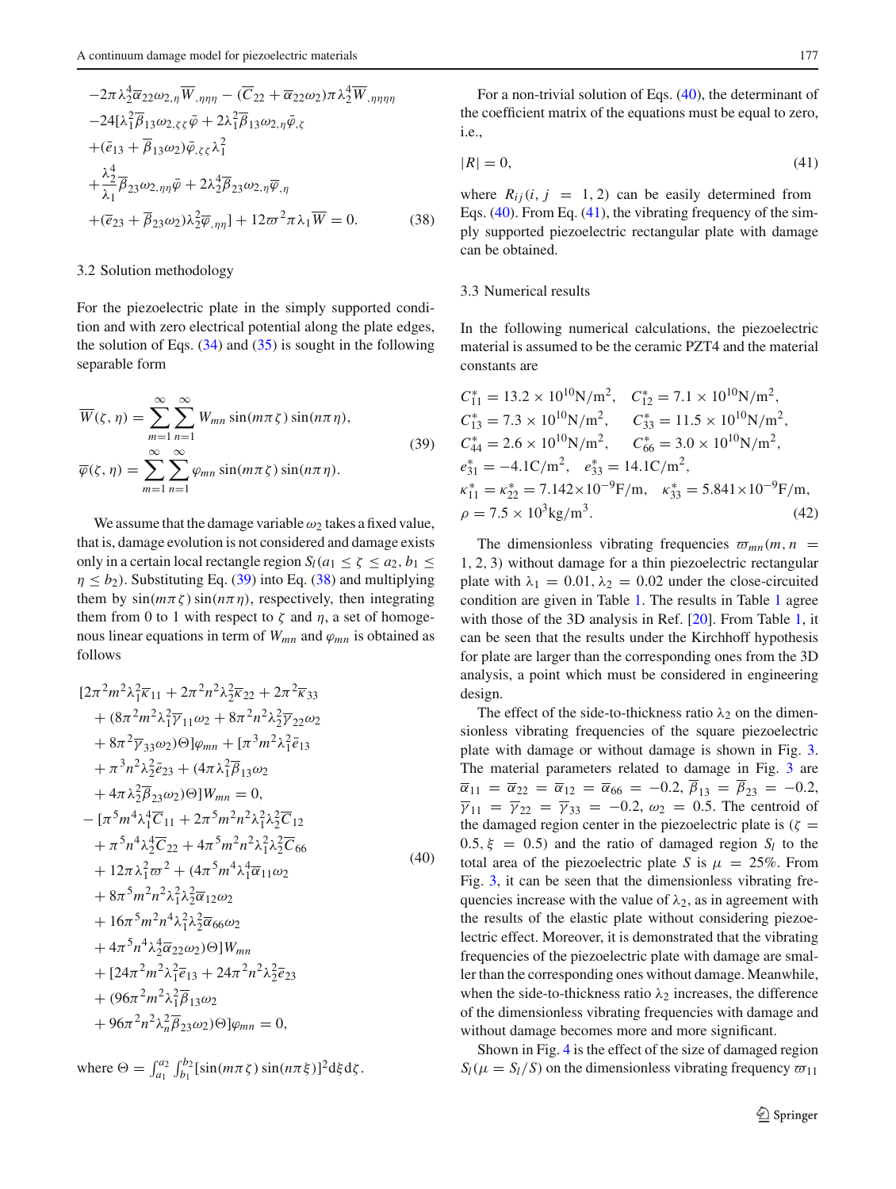$$
\begin{aligned}
&-2\pi\lambda_2^4\overline{\alpha}_{22}\omega_{2,\eta}\overline{W}_{,\eta\eta\eta} - (\overline{C}_{22} + \overline{\alpha}_{22}\omega_2)\pi\lambda_2^4\overline{W}_{,\eta\eta\eta\eta} \\
&-24[\lambda_1^2\overline{\beta}_{13}\omega_{2,\zeta\zeta}\bar{\varphi} + 2\lambda_1^2\overline{\beta}_{13}\omega_{2,\eta}\bar{\varphi}_{,\zeta} \\
&+(\bar{e}_{13} + \overline{\beta}_{13}\omega_2)\bar{\varphi}_{,\zeta\zeta}\lambda_1^2 \\
&+\frac{\lambda_2^4}{\lambda_1}\overline{\beta}_{23}\omega_{2,\eta\eta}\bar{\varphi} + 2\lambda_2^4\overline{\beta}_{23}\omega_{2,\eta}\overline{\varphi}_{,\eta} \\
&+(\bar{e}_{23} + \overline{\beta}_{23}\omega_2)\lambda_2^2\overline{\varphi}_{,\eta\eta}] + 12\varpi^2\pi\lambda_1\overline{W} = 0. \qquad (38)
\end{aligned}
$$

### 3.2 Solution methodology

For the piezoelectric plate in the simply supported condition and with zero electrical potential along the plate edges, the solution of Eqs. (34) and (35) is sought in the following separable form

$$
\begin{aligned}
\overline{W}(\zeta,\eta) &= \sum_{m=1}^{\infty}\sum_{n=1}^{\infty} W_{mn}\sin(m\pi\zeta)\sin(n\pi\eta), \\
\overline{\varphi}(\zeta,\eta) &= \sum_{m=1}^{\infty}\sum_{n=1}^{\infty} \varphi_{mn}\sin(m\pi\zeta)\sin(n\pi\eta).
\end{aligned} \qquad (39)
$$

We assume that the damage variable $\omega_2$ takes a fixed value, that is, damage evolution is not considered and damage exists only in a certain local rectangle region $S_l(a_1 \le \zeta \le a_2, b_1 \le \eta \le b_2)$. Substituting Eq. (39) into Eq. (38) and multiplying them by $\sin(m\pi\zeta)\sin(n\pi\eta)$, respectively, then integrating them from 0 to 1 with respect to $\zeta$ and $\eta$, a set of homogenous linear equations in term of $W_{mn}$ and $\varphi_{mn}$ is obtained as follows

$$
\begin{aligned}
&[2\pi^2m^2\lambda_1^2\overline{\kappa}_{11} + 2\pi^2n^2\lambda_2^2\overline{\kappa}_{22} + 2\pi^2\overline{\kappa}_{33} \\
&\quad + (8\pi^2m^2\lambda_1^2\overline{\gamma}_{11}\omega_2 + 8\pi^2n^2\lambda_2^2\overline{\gamma}_{22}\omega_2 \\
&\quad + 8\pi^2\overline{\gamma}_{33}\omega_2)\Theta]\varphi_{mn} + [\pi^3m^2\lambda_1^2\bar{e}_{13} \\
&\quad + \pi^3n^2\lambda_2^2\bar{e}_{23} + (4\pi\lambda_1^2\overline{\beta}_{13}\omega_2 \\
&\quad + 4\pi\lambda_2^2\overline{\beta}_{23}\omega_2)\Theta]W_{mn} = 0, \\
&-[\pi^5m^4\lambda_1^4\overline{C}_{11} + 2\pi^5m^2n^2\lambda_1^2\lambda_2^2\overline{C}_{12} \\
&\quad + \pi^5n^4\lambda_2^4\overline{C}_{22} + 4\pi^5m^2n^2\lambda_1^2\lambda_2^2\overline{C}_{66} \\
&\quad + 12\pi\lambda_1^2\varpi^2 + (4\pi^5m^4\lambda_1^4\overline{\alpha}_{11}\omega_2 \\
&\quad + 8\pi^5m^2n^2\lambda_1^2\lambda_2^2\overline{\alpha}_{12}\omega_2 \\
&\quad + 16\pi^5m^2n^4\lambda_1^2\lambda_2^2\overline{\alpha}_{66}\omega_2 \\
&\quad + 4\pi^5n^4\lambda_2^4\overline{\alpha}_{22}\omega_2)\Theta]W_{mn} \\
&\quad + [24\pi^2m^2\lambda_1^2\bar{e}_{13} + 24\pi^2n^2\lambda_2^2\bar{e}_{23} \\
&\quad + (96\pi^2m^2\lambda_1^2\overline{\beta}_{13}\omega_2 \\
&\quad + 96\pi^2n^2\lambda_n^2\overline{\beta}_{23}\omega_2)\Theta]\varphi_{mn} = 0,
\end{aligned} \qquad (40)
$$

where $\Theta = \int_{a_1}^{a_2}\int_{b_1}^{b_2}[\sin(m\pi\zeta)\sin(n\pi\xi)]^2\mathrm{d}\xi\mathrm{d}\zeta$.

For a non-trivial solution of Eqs. (40), the determinant of the coefficient matrix of the equations must be equal to zero, i.e.,

$$
|R| = 0, \qquad (41)
$$

where $R_{ij}(i,j = 1,2)$ can be easily determined from Eqs. (40). From Eq. (41), the vibrating frequency of the simply supported piezoelectric rectangular plate with damage can be obtained.

### 3.3 Numerical results

In the following numerical calculations, the piezoelectric material is assumed to be the ceramic PZT4 and the material constants are

$$
\begin{aligned}
&C_{11}^* = 13.2\times10^{10}\mathrm{N/m^2}, \quad C_{12}^* = 7.1\times10^{10}\mathrm{N/m^2}, \\
&C_{13}^* = 7.3\times10^{10}\mathrm{N/m^2}, \quad C_{33}^* = 11.5\times10^{10}\mathrm{N/m^2}, \\
&C_{44}^* = 2.6\times10^{10}\mathrm{N/m^2}, \quad C_{66}^* = 3.0\times10^{10}\mathrm{N/m^2}, \\
&e_{31}^* = -4.1\mathrm{C/m^2}, \quad e_{33}^* = 14.1\mathrm{C/m^2}, \\
&\kappa_{11}^* = \kappa_{22}^* = 7.142\times10^{-9}\mathrm{F/m}, \quad \kappa_{33}^* = 5.841\times10^{-9}\mathrm{F/m}, \\
&\rho = 7.5\times10^3\mathrm{kg/m^3}.
\end{aligned} \qquad (42)
$$

The dimensionless vibrating frequencies $\varpi_{mn}(m,n = 1,2,3)$ without damage for a thin piezoelectric rectangular plate with $\lambda_1 = 0.01$, $\lambda_2 = 0.02$ under the close-circuited condition are given in Table 1. The results in Table 1 agree with those of the 3D analysis in Ref. [20]. From Table 1, it can be seen that the results under the Kirchhoff hypothesis for plate are larger than the corresponding ones from the 3D analysis, a point which must be considered in engineering design.

The effect of the side-to-thickness ratio $\lambda_2$ on the dimensionless vibrating frequencies of the square piezoelectric plate with damage or without damage is shown in Fig. 3. The material parameters related to damage in Fig. 3 are $\overline{\alpha}_{11} = \overline{\alpha}_{22} = \overline{\alpha}_{12} = \overline{\alpha}_{66} = -0.2$, $\overline{\beta}_{13} = \overline{\beta}_{23} = -0.2$, $\overline{\gamma}_{11} = \overline{\gamma}_{22} = \overline{\gamma}_{33} = -0.2$, $\omega_2 = 0.5$. The centroid of the damaged region center in the piezoelectric plate is ($\zeta = 0.5$, $\xi = 0.5$) and the ratio of damaged region $S_l$ to the total area of the piezoelectric plate $S$ is $\mu = 25\%$. From Fig. 3, it can be seen that the dimensionless vibrating frequencies increase with the value of $\lambda_2$, as in agreement with the results of the elastic plate without considering piezoelectric effect. Moreover, it is demonstrated that the vibrating frequencies of the piezoelectric plate with damage are smaller than the corresponding ones without damage. Meanwhile, when the side-to-thickness ratio $\lambda_2$ increases, the difference of the dimensionless vibrating frequencies with damage and without damage becomes more and more significant.

Shown in Fig. 4 is the effect of the size of damaged region $S_l(\mu = S_l/S)$ on the dimensionless vibrating frequency $\varpi_{11}$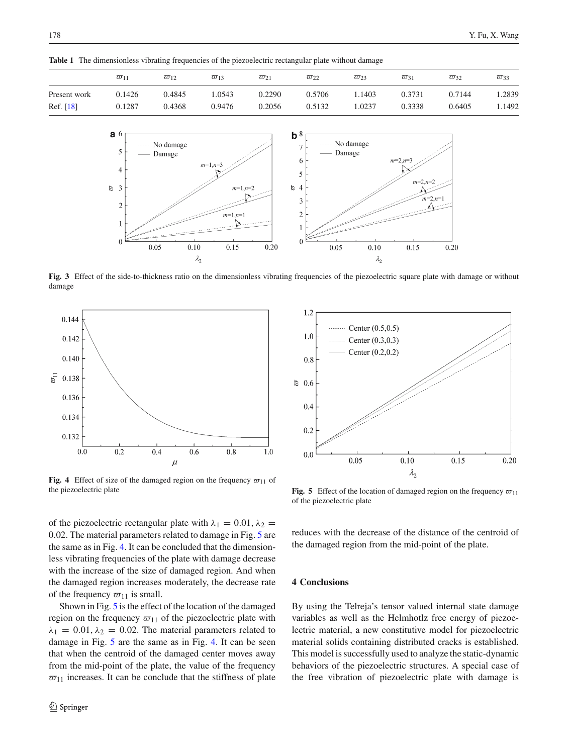**Table 1** The dimensionless vibrating frequencies of the piezoelectric rectangular plate without damage

| | $\varpi_{11}$ | $\varpi_{12}$ | $\varpi_{13}$ | $\varpi_{21}$ | $\varpi_{22}$ | $\varpi_{23}$ | $\varpi_{31}$ | $\varpi_{32}$ | $\varpi_{33}$ |
|---|---|---|---|---|---|---|---|---|---|
| Present work | 0.1426 | 0.4845 | 1.0543 | 0.2290 | 0.5706 | 1.1403 | 0.3731 | 0.7144 | 1.2839 |
| Ref. [18] | 0.1287 | 0.4368 | 0.9476 | 0.2056 | 0.5132 | 1.0237 | 0.3338 | 0.6405 | 1.1492 |

**Fig. 3** Effect of the side-to-thickness ratio on the dimensionless vibrating frequencies of the piezoelectric square plate with damage or without damage

**Fig. 4** Effect of size of the damaged region on the frequency $\varpi_{11}$ of the piezoelectric plate

**Fig. 5** Effect of the location of damaged region on the frequency $\varpi_{11}$ of the piezoelectric plate

of the piezoelectric rectangular plate with $\lambda_1 = 0.01, \lambda_2 = 0.02$. The material parameters related to damage in Fig. 5 are the same as in Fig. 4. It can be concluded that the dimensionless vibrating frequencies of the plate with damage decrease with the increase of the size of damaged region. And when the damaged region increases moderately, the decrease rate of the frequency $\varpi_{11}$ is small.

Shown in Fig. 5 is the effect of the location of the damaged region on the frequency $\varpi_{11}$ of the piezoelectric plate with $\lambda_1 = 0.01, \lambda_2 = 0.02$. The material parameters related to damage in Fig. 5 are the same as in Fig. 4. It can be seen that when the centroid of the damaged center moves away from the mid-point of the plate, the value of the frequency $\varpi_{11}$ increases. It can be conclude that the stiffness of plate reduces with the decrease of the distance of the centroid of the damaged region from the mid-point of the plate.

## 4 Conclusions

By using the Telreja's tensor valued internal state damage variables as well as the Helmhotlz free energy of piezoelectric material, a new constitutive model for piezoelectric material solids containing distributed cracks is established. This model is successfully used to analyze the static-dynamic behaviors of the piezoelectric structures. A special case of the free vibration of piezoelectric plate with damage is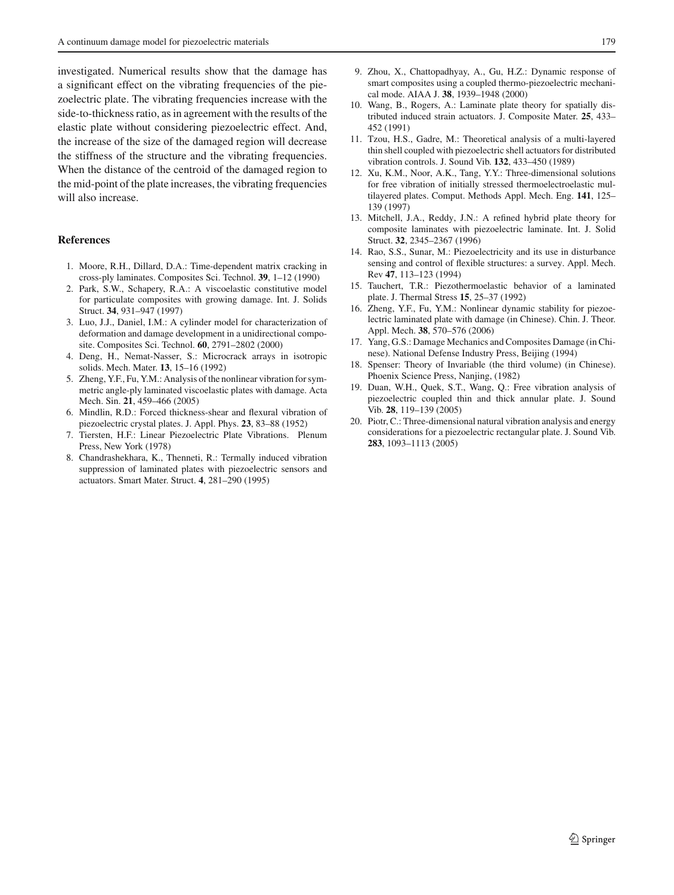investigated. Numerical results show that the damage has a significant effect on the vibrating frequencies of the piezoelectric plate. The vibrating frequencies increase with the side-to-thickness ratio, as in agreement with the results of the elastic plate without considering piezoelectric effect. And, the increase of the size of the damaged region will decrease the stiffness of the structure and the vibrating frequencies. When the distance of the centroid of the damaged region to the mid-point of the plate increases, the vibrating frequencies will also increase.

## References

1. Moore, R.H., Dillard, D.A.: Time-dependent matrix cracking in cross-ply laminates. Composites Sci. Technol. **39**, 1–12 (1990)
2. Park, S.W., Schapery, R.A.: A viscoelastic constitutive model for particulate composites with growing damage. Int. J. Solids Struct. **34**, 931–947 (1997)
3. Luo, J.J., Daniel, I.M.: A cylinder model for characterization of deformation and damage development in a unidirectional composite. Composites Sci. Technol. **60**, 2791–2802 (2000)
4. Deng, H., Nemat-Nasser, S.: Microcrack arrays in isotropic solids. Mech. Mater. **13**, 15–16 (1992)
5. Zheng, Y.F., Fu, Y.M.: Analysis of the nonlinear vibration for symmetric angle-ply laminated viscoelastic plates with damage. Acta Mech. Sin. **21**, 459–466 (2005)
6. Mindlin, R.D.: Forced thickness-shear and flexural vibration of piezoelectric crystal plates. J. Appl. Phys. **23**, 83–88 (1952)
7. Tiersten, H.F.: Linear Piezoelectric Plate Vibrations. Plenum Press, New York (1978)
8. Chandrashekhara, K., Thenneti, R.: Termally induced vibration suppression of laminated plates with piezoelectric sensors and actuators. Smart Mater. Struct. **4**, 281–290 (1995)
9. Zhou, X., Chattopadhyay, A., Gu, H.Z.: Dynamic response of smart composites using a coupled thermo-piezoelectric mechanical mode. AIAA J. **38**, 1939–1948 (2000)
10. Wang, B., Rogers, A.: Laminate plate theory for spatially distributed induced strain actuators. J. Composite Mater. **25**, 433–452 (1991)
11. Tzou, H.S., Gadre, M.: Theoretical analysis of a multi-layered thin shell coupled with piezoelectric shell actuators for distributed vibration controls. J. Sound Vib. **132**, 433–450 (1989)
12. Xu, K.M., Noor, A.K., Tang, Y.Y.: Three-dimensional solutions for free vibration of initially stressed thermoelectroelastic multilayered plates. Comput. Methods Appl. Mech. Eng. **141**, 125–139 (1997)
13. Mitchell, J.A., Reddy, J.N.: A refined hybrid plate theory for composite laminates with piezoelectric laminate. Int. J. Solid Struct. **32**, 2345–2367 (1996)
14. Rao, S.S., Sunar, M.: Piezoelectricity and its use in disturbance sensing and control of flexible structures: a survey. Appl. Mech. Rev **47**, 113–123 (1994)
15. Tauchert, T.R.: Piezothermoelastic behavior of a laminated plate. J. Thermal Stress **15**, 25–37 (1992)
16. Zheng, Y.F., Fu, Y.M.: Nonlinear dynamic stability for piezoelectric laminated plate with damage (in Chinese). Chin. J. Theor. Appl. Mech. **38**, 570–576 (2006)
17. Yang, G.S.: Damage Mechanics and Composites Damage (in Chinese). National Defense Industry Press, Beijing (1994)
18. Spenser: Theory of Invariable (the third volume) (in Chinese). Phoenix Science Press, Nanjing, (1982)
19. Duan, W.H., Quek, S.T., Wang, Q.: Free vibration analysis of piezoelectric coupled thin and thick annular plate. J. Sound Vib. **28**, 119–139 (2005)
20. Piotr, C.: Three-dimensional natural vibration analysis and energy considerations for a piezoelectric rectangular plate. J. Sound Vib. **283**, 1093–1113 (2005)